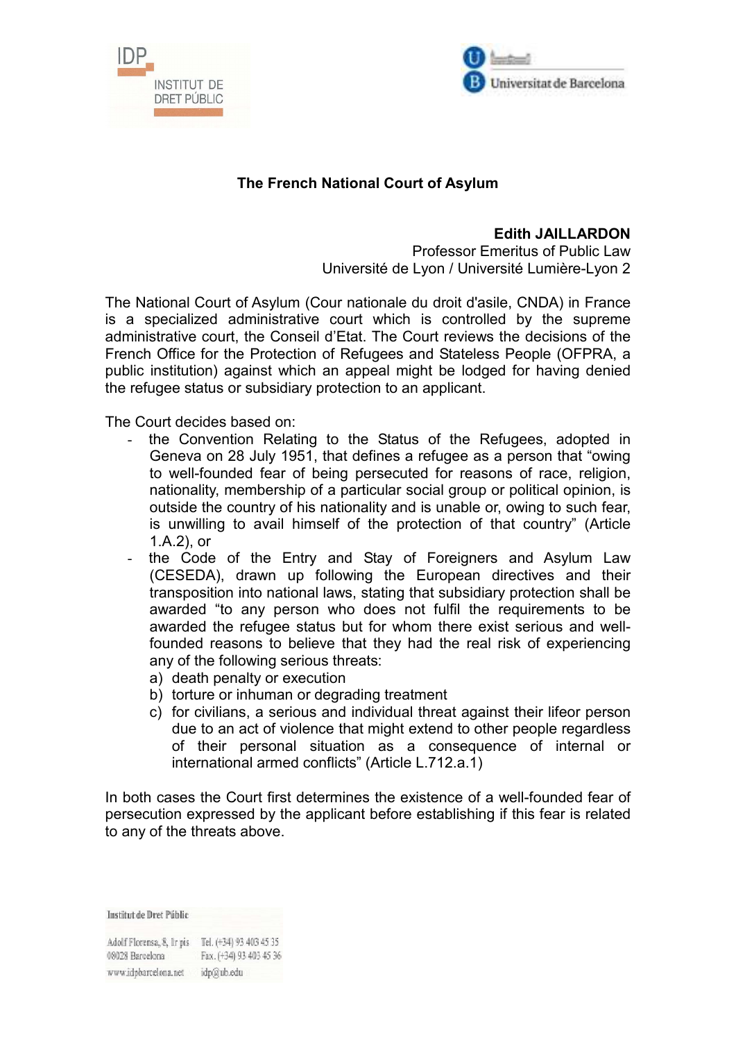# The French National Court of Asylum

**Edith JAILLARDON**
Professor Emeritus of Public Law
Université de Lyon / Université Lumière-Lyon 2

The National Court of Asylum (Cour nationale du droit d'asile, CNDA) in France is a specialized administrative court which is controlled by the supreme administrative court, the Conseil d'Etat. The Court reviews the decisions of the French Office for the Protection of Refugees and Stateless People (OFPRA, a public institution) against which an appeal might be lodged for having denied the refugee status or subsidiary protection to an applicant.

The Court decides based on:

- the Convention Relating to the Status of the Refugees, adopted in Geneva on 28 July 1951, that defines a refugee as a person that "owing to well-founded fear of being persecuted for reasons of race, religion, nationality, membership of a particular social group or political opinion, is outside the country of his nationality and is unable or, owing to such fear, is unwilling to avail himself of the protection of that country" (Article 1.A.2), or
- the Code of the Entry and Stay of Foreigners and Asylum Law (CESEDA), drawn up following the European directives and their transposition into national laws, stating that subsidiary protection shall be awarded "to any person who does not fulfil the requirements to be awarded the refugee status but for whom there exist serious and well-founded reasons to believe that they had the real risk of experiencing any of the following serious threats:
  a) death penalty or execution
  b) torture or inhuman or degrading treatment
  c) for civilians, a serious and individual threat against their lifeor person due to an act of violence that might extend to other people regardless of their personal situation as a consequence of internal or international armed conflicts" (Article L.712.a.1)

In both cases the Court first determines the existence of a well-founded fear of persecution expressed by the applicant before establishing if this fear is related to any of the threats above.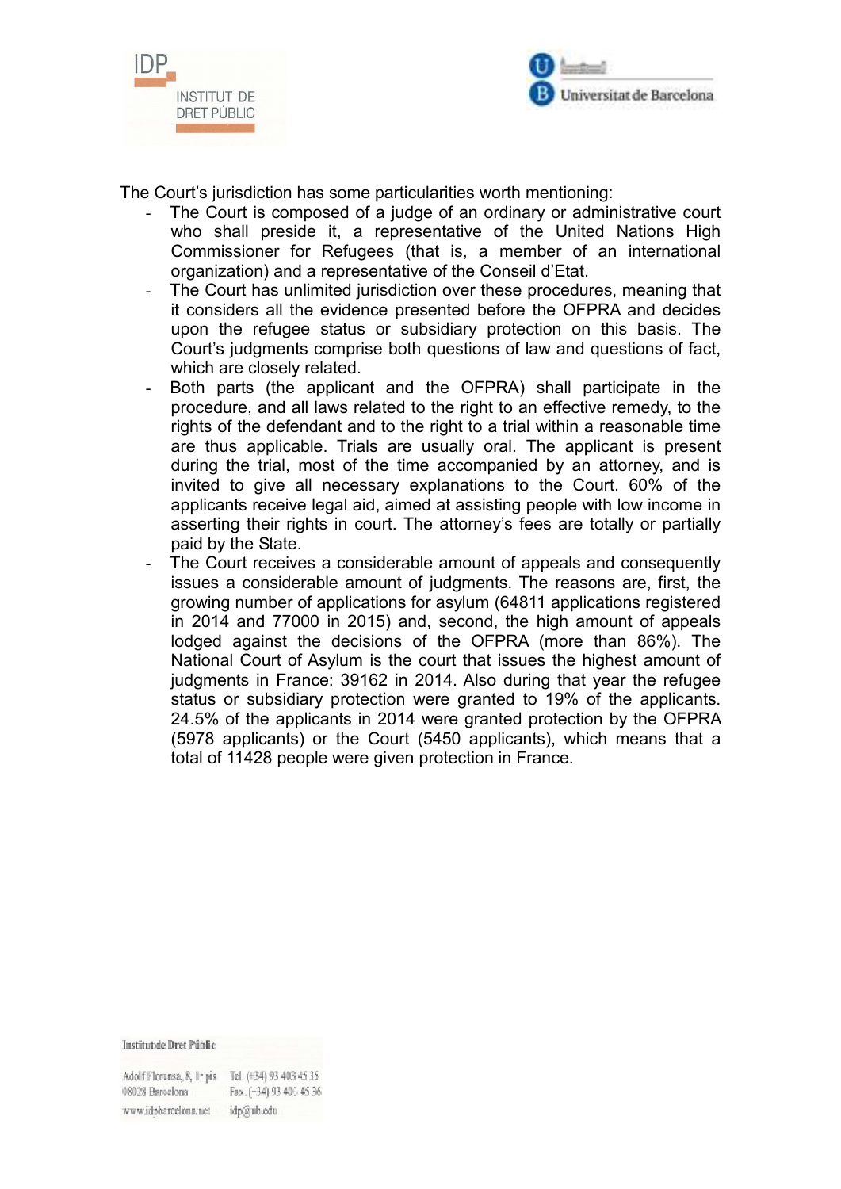The Court's jurisdiction has some particularities worth mentioning:

- The Court is composed of a judge of an ordinary or administrative court who shall preside it, a representative of the United Nations High Commissioner for Refugees (that is, a member of an international organization) and a representative of the Conseil d'Etat.
- The Court has unlimited jurisdiction over these procedures, meaning that it considers all the evidence presented before the OFPRA and decides upon the refugee status or subsidiary protection on this basis. The Court's judgments comprise both questions of law and questions of fact, which are closely related.
- Both parts (the applicant and the OFPRA) shall participate in the procedure, and all laws related to the right to an effective remedy, to the rights of the defendant and to the right to a trial within a reasonable time are thus applicable. Trials are usually oral. The applicant is present during the trial, most of the time accompanied by an attorney, and is invited to give all necessary explanations to the Court. 60% of the applicants receive legal aid, aimed at assisting people with low income in asserting their rights in court. The attorney's fees are totally or partially paid by the State.
- The Court receives a considerable amount of appeals and consequently issues a considerable amount of judgments. The reasons are, first, the growing number of applications for asylum (64811 applications registered in 2014 and 77000 in 2015) and, second, the high amount of appeals lodged against the decisions of the OFPRA (more than 86%). The National Court of Asylum is the court that issues the highest amount of judgments in France: 39162 in 2014. Also during that year the refugee status or subsidiary protection were granted to 19% of the applicants. 24.5% of the applicants in 2014 were granted protection by the OFPRA (5978 applicants) or the Court (5450 applicants), which means that a total of 11428 people were given protection in France.